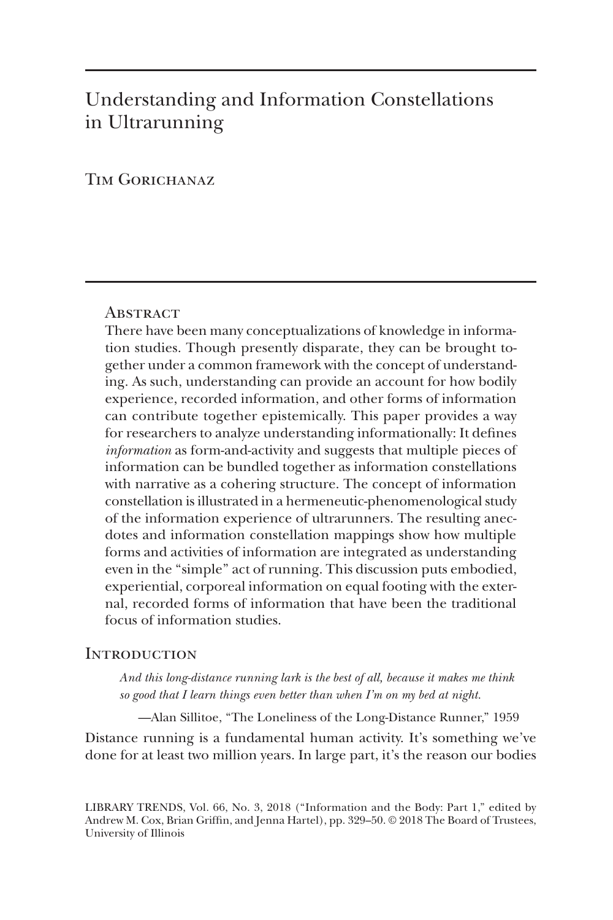# Understanding and Information Constellations in Ultrarunning

Tim Gorichanaz

## Abstract

There have been many conceptualizations of knowledge in information studies. Though presently disparate, they can be brought together under a common framework with the concept of understanding. As such, understanding can provide an account for how bodily experience, recorded information, and other forms of information can contribute together epistemically. This paper provides a way for researchers to analyze understanding informationally: It defines *information* as form-and-activity and suggests that multiple pieces of information can be bundled together as information constellations with narrative as a cohering structure. The concept of information constellation is illustrated in a hermeneutic-phenomenological study of the information experience of ultrarunners. The resulting anecdotes and information constellation mappings show how multiple forms and activities of information are integrated as understanding even in the "simple" act of running. This discussion puts embodied, experiential, corporeal information on equal footing with the external, recorded forms of information that have been the traditional focus of information studies.

## Introduction

> *And this long-distance running lark is the best of all, because it makes me think so good that I learn things even better than when I'm on my bed at night.*
>
> —Alan Sillitoe, "The Loneliness of the Long-Distance Runner," 1959

Distance running is a fundamental human activity. It's something we've done for at least two million years. In large part, it's the reason our bodies

LIBRARY TRENDS, Vol. 66, No. 3, 2018 ("Information and the Body: Part 1," edited by Andrew M. Cox, Brian Griffin, and Jenna Hartel), pp. 329–50. © 2018 The Board of Trustees, University of Illinois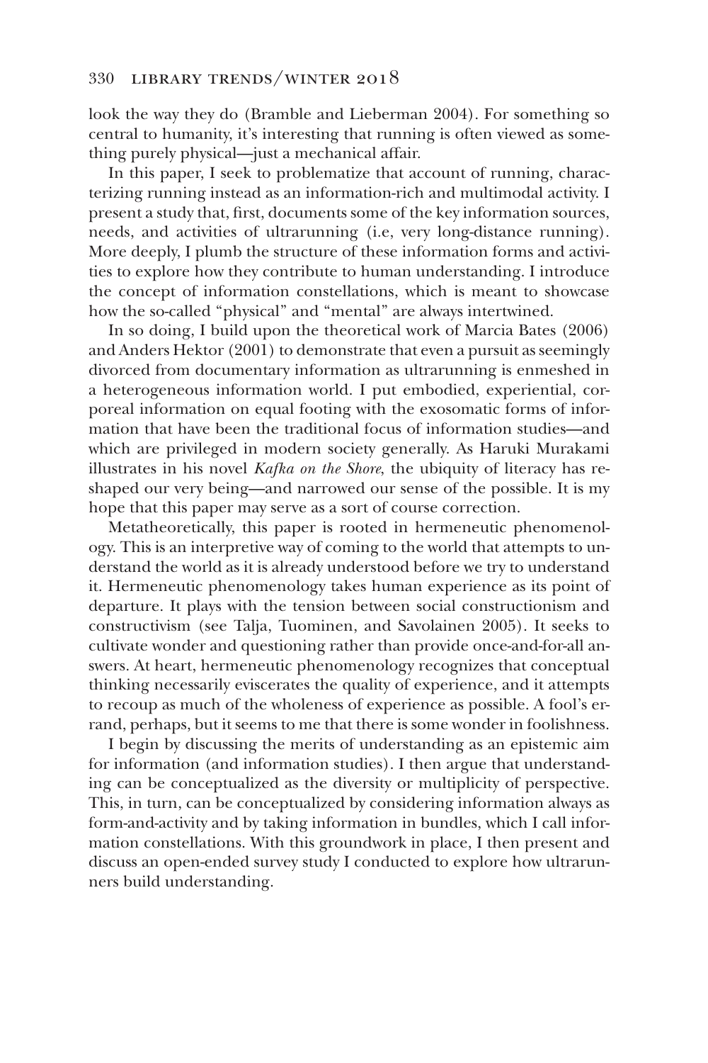look the way they do (Bramble and Lieberman 2004). For something so central to humanity, it's interesting that running is often viewed as something purely physical—just a mechanical affair.

In this paper, I seek to problematize that account of running, characterizing running instead as an information-rich and multimodal activity. I present a study that, first, documents some of the key information sources, needs, and activities of ultrarunning (i.e, very long-distance running). More deeply, I plumb the structure of these information forms and activities to explore how they contribute to human understanding. I introduce the concept of information constellations, which is meant to showcase how the so-called "physical" and "mental" are always intertwined.

In so doing, I build upon the theoretical work of Marcia Bates (2006) and Anders Hektor (2001) to demonstrate that even a pursuit as seemingly divorced from documentary information as ultrarunning is enmeshed in a heterogeneous information world. I put embodied, experiential, corporeal information on equal footing with the exosomatic forms of information that have been the traditional focus of information studies—and which are privileged in modern society generally. As Haruki Murakami illustrates in his novel *Kafka on the Shore*, the ubiquity of literacy has reshaped our very being—and narrowed our sense of the possible. It is my hope that this paper may serve as a sort of course correction.

Metatheoretically, this paper is rooted in hermeneutic phenomenology. This is an interpretive way of coming to the world that attempts to understand the world as it is already understood before we try to understand it. Hermeneutic phenomenology takes human experience as its point of departure. It plays with the tension between social constructionism and constructivism (see Talja, Tuominen, and Savolainen 2005). It seeks to cultivate wonder and questioning rather than provide once-and-for-all answers. At heart, hermeneutic phenomenology recognizes that conceptual thinking necessarily eviscerates the quality of experience, and it attempts to recoup as much of the wholeness of experience as possible. A fool's errand, perhaps, but it seems to me that there is some wonder in foolishness.

I begin by discussing the merits of understanding as an epistemic aim for information (and information studies). I then argue that understanding can be conceptualized as the diversity or multiplicity of perspective. This, in turn, can be conceptualized by considering information always as form-and-activity and by taking information in bundles, which I call information constellations. With this groundwork in place, I then present and discuss an open-ended survey study I conducted to explore how ultrarunners build understanding.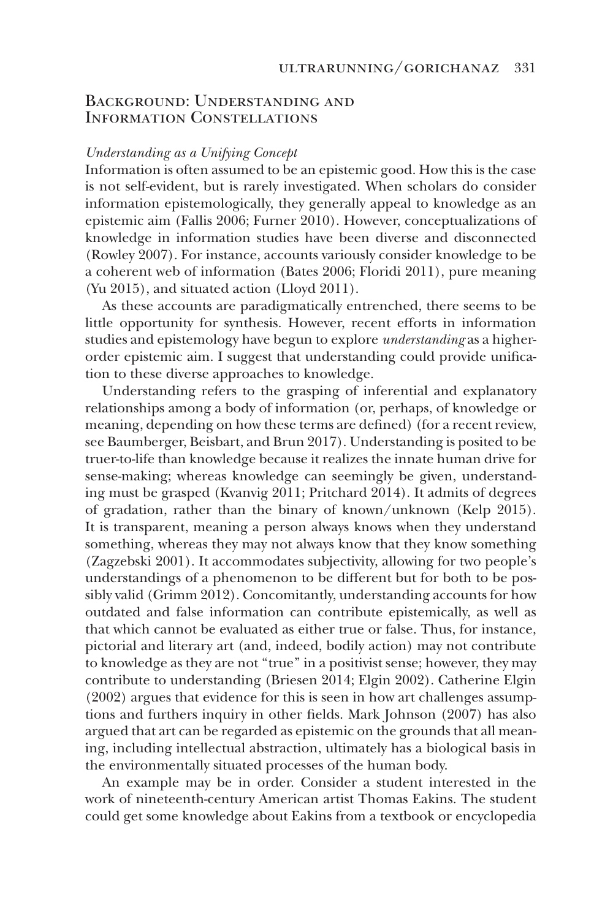## Background: Understanding and Information Constellations

### *Understanding as a Unifying Concept*

Information is often assumed to be an epistemic good. How this is the case is not self-evident, but is rarely investigated. When scholars do consider information epistemologically, they generally appeal to knowledge as an epistemic aim (Fallis 2006; Furner 2010). However, conceptualizations of knowledge in information studies have been diverse and disconnected (Rowley 2007). For instance, accounts variously consider knowledge to be a coherent web of information (Bates 2006; Floridi 2011), pure meaning (Yu 2015), and situated action (Lloyd 2011).

As these accounts are paradigmatically entrenched, there seems to be little opportunity for synthesis. However, recent efforts in information studies and epistemology have begun to explore *understanding* as a higher-order epistemic aim. I suggest that understanding could provide unification to these diverse approaches to knowledge.

Understanding refers to the grasping of inferential and explanatory relationships among a body of information (or, perhaps, of knowledge or meaning, depending on how these terms are defined) (for a recent review, see Baumberger, Beisbart, and Brun 2017). Understanding is posited to be truer-to-life than knowledge because it realizes the innate human drive for sense-making; whereas knowledge can seemingly be given, understanding must be grasped (Kvanvig 2011; Pritchard 2014). It admits of degrees of gradation, rather than the binary of known/unknown (Kelp 2015). It is transparent, meaning a person always knows when they understand something, whereas they may not always know that they know something (Zagzebski 2001). It accommodates subjectivity, allowing for two people's understandings of a phenomenon to be different but for both to be possibly valid (Grimm 2012). Concomitantly, understanding accounts for how outdated and false information can contribute epistemically, as well as that which cannot be evaluated as either true or false. Thus, for instance, pictorial and literary art (and, indeed, bodily action) may not contribute to knowledge as they are not "true" in a positivist sense; however, they may contribute to understanding (Briesen 2014; Elgin 2002). Catherine Elgin (2002) argues that evidence for this is seen in how art challenges assumptions and furthers inquiry in other fields. Mark Johnson (2007) has also argued that art can be regarded as epistemic on the grounds that all meaning, including intellectual abstraction, ultimately has a biological basis in the environmentally situated processes of the human body.

An example may be in order. Consider a student interested in the work of nineteenth-century American artist Thomas Eakins. The student could get some knowledge about Eakins from a textbook or encyclopedia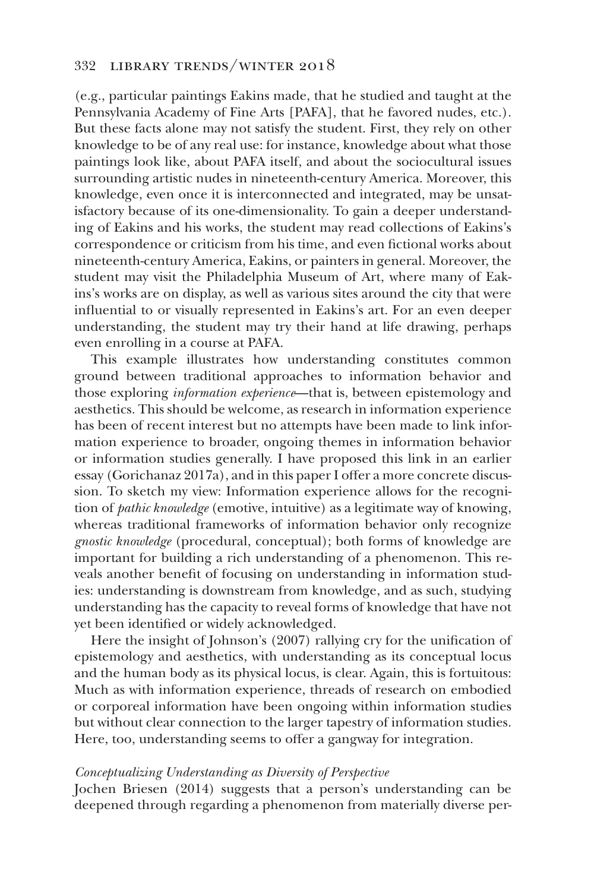(e.g., particular paintings Eakins made, that he studied and taught at the Pennsylvania Academy of Fine Arts [PAFA], that he favored nudes, etc.). But these facts alone may not satisfy the student. First, they rely on other knowledge to be of any real use: for instance, knowledge about what those paintings look like, about PAFA itself, and about the sociocultural issues surrounding artistic nudes in nineteenth-century America. Moreover, this knowledge, even once it is interconnected and integrated, may be unsatisfactory because of its one-dimensionality. To gain a deeper understanding of Eakins and his works, the student may read collections of Eakins's correspondence or criticism from his time, and even fictional works about nineteenth-century America, Eakins, or painters in general. Moreover, the student may visit the Philadelphia Museum of Art, where many of Eakins's works are on display, as well as various sites around the city that were influential to or visually represented in Eakins's art. For an even deeper understanding, the student may try their hand at life drawing, perhaps even enrolling in a course at PAFA.

This example illustrates how understanding constitutes common ground between traditional approaches to information behavior and those exploring *information experience*—that is, between epistemology and aesthetics. This should be welcome, as research in information experience has been of recent interest but no attempts have been made to link information experience to broader, ongoing themes in information behavior or information studies generally. I have proposed this link in an earlier essay (Gorichanaz 2017a), and in this paper I offer a more concrete discussion. To sketch my view: Information experience allows for the recognition of *pathic knowledge* (emotive, intuitive) as a legitimate way of knowing, whereas traditional frameworks of information behavior only recognize *gnostic knowledge* (procedural, conceptual); both forms of knowledge are important for building a rich understanding of a phenomenon. This reveals another benefit of focusing on understanding in information studies: understanding is downstream from knowledge, and as such, studying understanding has the capacity to reveal forms of knowledge that have not yet been identified or widely acknowledged.

Here the insight of Johnson's (2007) rallying cry for the unification of epistemology and aesthetics, with understanding as its conceptual locus and the human body as its physical locus, is clear. Again, this is fortuitous: Much as with information experience, threads of research on embodied or corporeal information have been ongoing within information studies but without clear connection to the larger tapestry of information studies. Here, too, understanding seems to offer a gangway for integration.

### *Conceptualizing Understanding as Diversity of Perspective*

Jochen Briesen (2014) suggests that a person's understanding can be deepened through regarding a phenomenon from materially diverse per-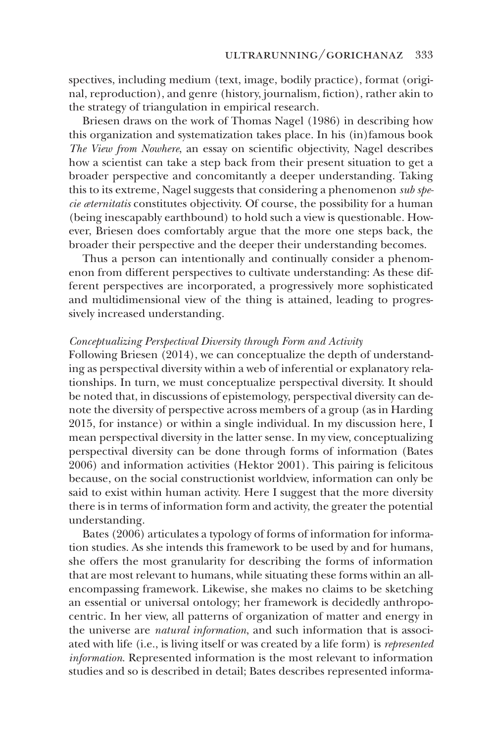spectives, including medium (text, image, bodily practice), format (original, reproduction), and genre (history, journalism, fiction), rather akin to the strategy of triangulation in empirical research.

Briesen draws on the work of Thomas Nagel (1986) in describing how this organization and systematization takes place. In his (in)famous book *The View from Nowhere*, an essay on scientific objectivity, Nagel describes how a scientist can take a step back from their present situation to get a broader perspective and concomitantly a deeper understanding. Taking this to its extreme, Nagel suggests that considering a phenomenon *sub specie æternitatis* constitutes objectivity. Of course, the possibility for a human (being inescapably earthbound) to hold such a view is questionable. However, Briesen does comfortably argue that the more one steps back, the broader their perspective and the deeper their understanding becomes.

Thus a person can intentionally and continually consider a phenomenon from different perspectives to cultivate understanding: As these different perspectives are incorporated, a progressively more sophisticated and multidimensional view of the thing is attained, leading to progressively increased understanding.

### *Conceptualizing Perspectival Diversity through Form and Activity*

Following Briesen (2014), we can conceptualize the depth of understanding as perspectival diversity within a web of inferential or explanatory relationships. In turn, we must conceptualize perspectival diversity. It should be noted that, in discussions of epistemology, perspectival diversity can denote the diversity of perspective across members of a group (as in Harding 2015, for instance) or within a single individual. In my discussion here, I mean perspectival diversity in the latter sense. In my view, conceptualizing perspectival diversity can be done through forms of information (Bates 2006) and information activities (Hektor 2001). This pairing is felicitous because, on the social constructionist worldview, information can only be said to exist within human activity. Here I suggest that the more diversity there is in terms of information form and activity, the greater the potential understanding.

Bates (2006) articulates a typology of forms of information for information studies. As she intends this framework to be used by and for humans, she offers the most granularity for describing the forms of information that are most relevant to humans, while situating these forms within an all-encompassing framework. Likewise, she makes no claims to be sketching an essential or universal ontology; her framework is decidedly anthropocentric. In her view, all patterns of organization of matter and energy in the universe are *natural information*, and such information that is associated with life (i.e., is living itself or was created by a life form) is *represented information*. Represented information is the most relevant to information studies and so is described in detail; Bates describes represented informa-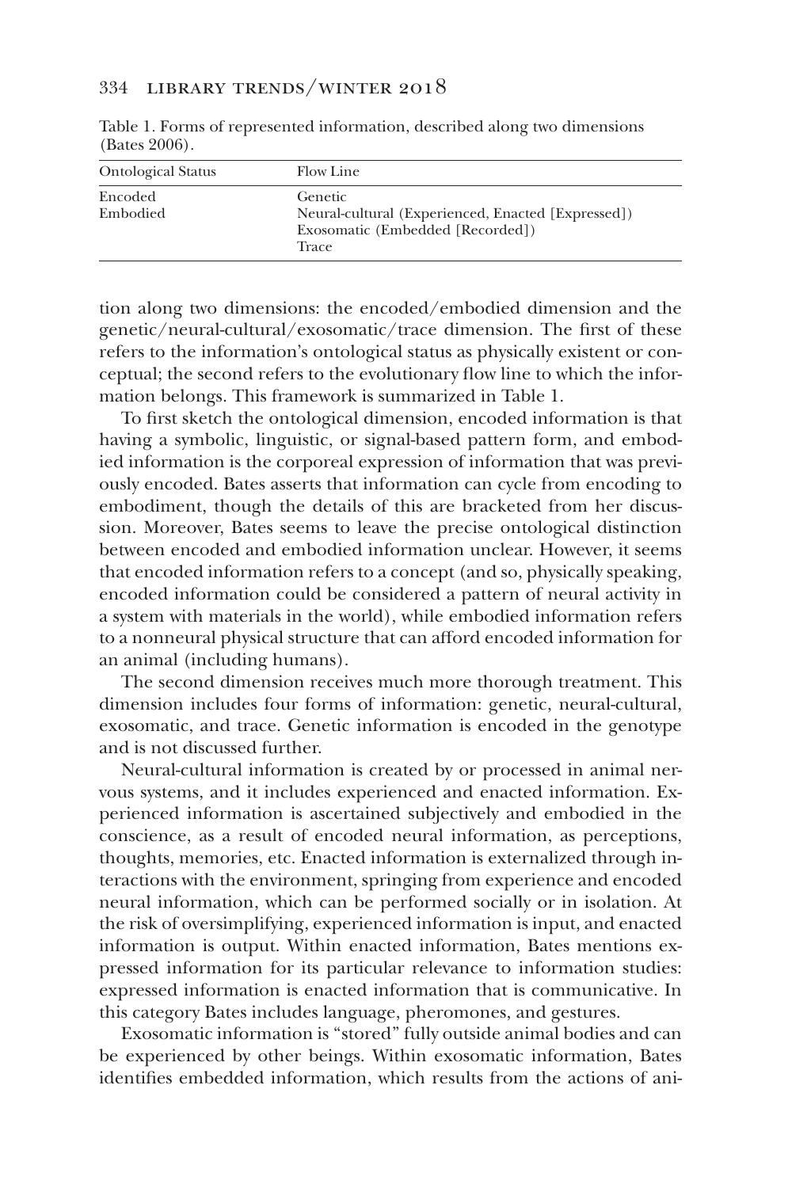Table 1. Forms of represented information, described along two dimensions (Bates 2006).

| Ontological Status | Flow Line |
|---|---|
| Encoded | Genetic |
| Embodied | Neural-cultural (Experienced, Enacted [Expressed]) |
| | Exosomatic (Embedded [Recorded]) |
| | Trace |

tion along two dimensions: the encoded/embodied dimension and the genetic/neural-cultural/exosomatic/trace dimension. The first of these refers to the information's ontological status as physically existent or conceptual; the second refers to the evolutionary flow line to which the information belongs. This framework is summarized in Table 1.

To first sketch the ontological dimension, encoded information is that having a symbolic, linguistic, or signal-based pattern form, and embodied information is the corporeal expression of information that was previously encoded. Bates asserts that information can cycle from encoding to embodiment, though the details of this are bracketed from her discussion. Moreover, Bates seems to leave the precise ontological distinction between encoded and embodied information unclear. However, it seems that encoded information refers to a concept (and so, physically speaking, encoded information could be considered a pattern of neural activity in a system with materials in the world), while embodied information refers to a nonneural physical structure that can afford encoded information for an animal (including humans).

The second dimension receives much more thorough treatment. This dimension includes four forms of information: genetic, neural-cultural, exosomatic, and trace. Genetic information is encoded in the genotype and is not discussed further.

Neural-cultural information is created by or processed in animal nervous systems, and it includes experienced and enacted information. Experienced information is ascertained subjectively and embodied in the conscience, as a result of encoded neural information, as perceptions, thoughts, memories, etc. Enacted information is externalized through interactions with the environment, springing from experience and encoded neural information, which can be performed socially or in isolation. At the risk of oversimplifying, experienced information is input, and enacted information is output. Within enacted information, Bates mentions expressed information for its particular relevance to information studies: expressed information is enacted information that is communicative. In this category Bates includes language, pheromones, and gestures.

Exosomatic information is "stored" fully outside animal bodies and can be experienced by other beings. Within exosomatic information, Bates identifies embedded information, which results from the actions of ani-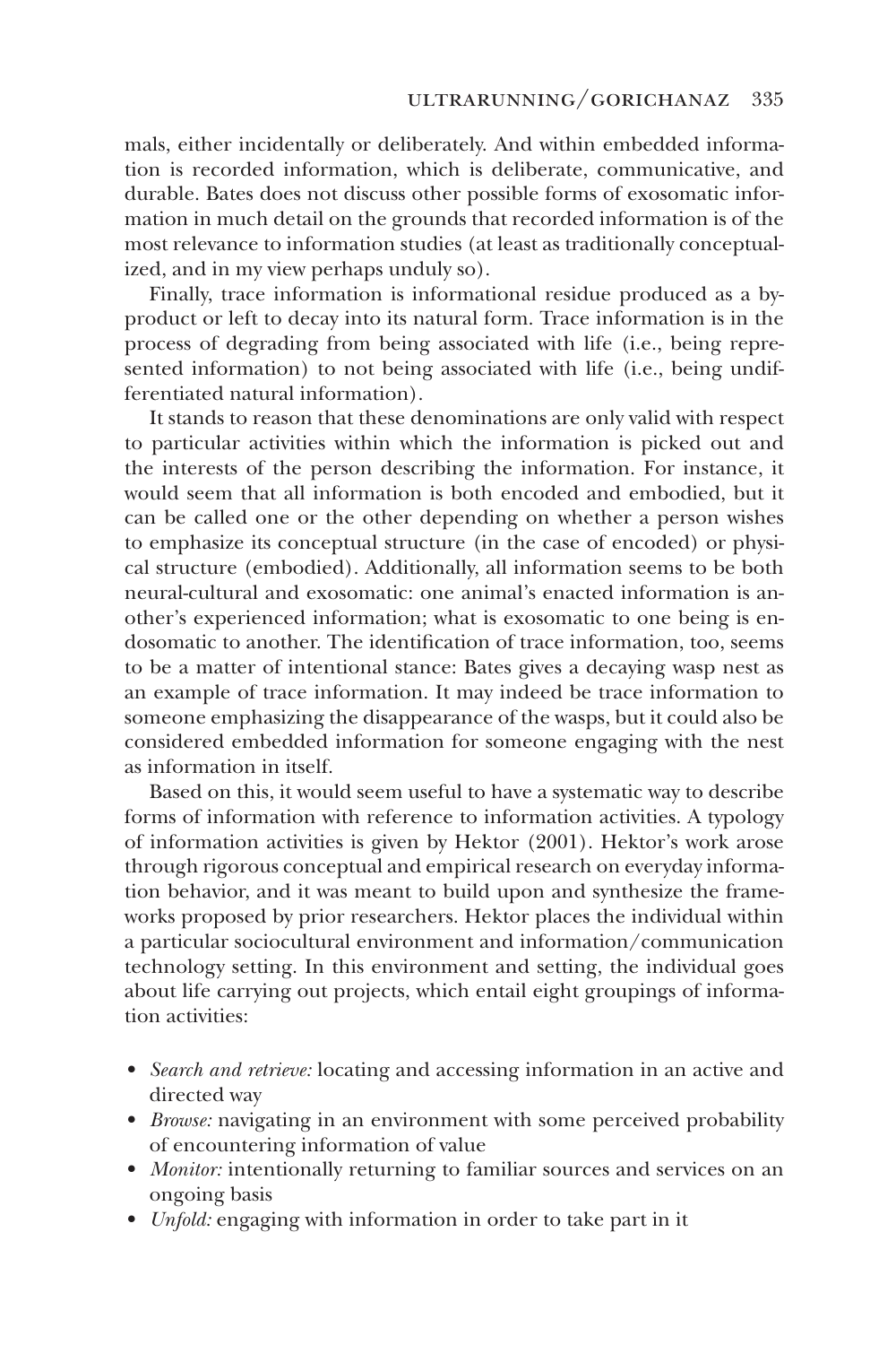mals, either incidentally or deliberately. And within embedded information is recorded information, which is deliberate, communicative, and durable. Bates does not discuss other possible forms of exosomatic information in much detail on the grounds that recorded information is of the most relevance to information studies (at least as traditionally conceptualized, and in my view perhaps unduly so).

Finally, trace information is informational residue produced as a byproduct or left to decay into its natural form. Trace information is in the process of degrading from being associated with life (i.e., being represented information) to not being associated with life (i.e., being undifferentiated natural information).

It stands to reason that these denominations are only valid with respect to particular activities within which the information is picked out and the interests of the person describing the information. For instance, it would seem that all information is both encoded and embodied, but it can be called one or the other depending on whether a person wishes to emphasize its conceptual structure (in the case of encoded) or physical structure (embodied). Additionally, all information seems to be both neural-cultural and exosomatic: one animal's enacted information is another's experienced information; what is exosomatic to one being is endosomatic to another. The identification of trace information, too, seems to be a matter of intentional stance: Bates gives a decaying wasp nest as an example of trace information. It may indeed be trace information to someone emphasizing the disappearance of the wasps, but it could also be considered embedded information for someone engaging with the nest as information in itself.

Based on this, it would seem useful to have a systematic way to describe forms of information with reference to information activities. A typology of information activities is given by Hektor (2001). Hektor's work arose through rigorous conceptual and empirical research on everyday information behavior, and it was meant to build upon and synthesize the frameworks proposed by prior researchers. Hektor places the individual within a particular sociocultural environment and information/communication technology setting. In this environment and setting, the individual goes about life carrying out projects, which entail eight groupings of information activities:

- *Search and retrieve:* locating and accessing information in an active and directed way
- *Browse:* navigating in an environment with some perceived probability of encountering information of value
- *Monitor:* intentionally returning to familiar sources and services on an ongoing basis
- *Unfold:* engaging with information in order to take part in it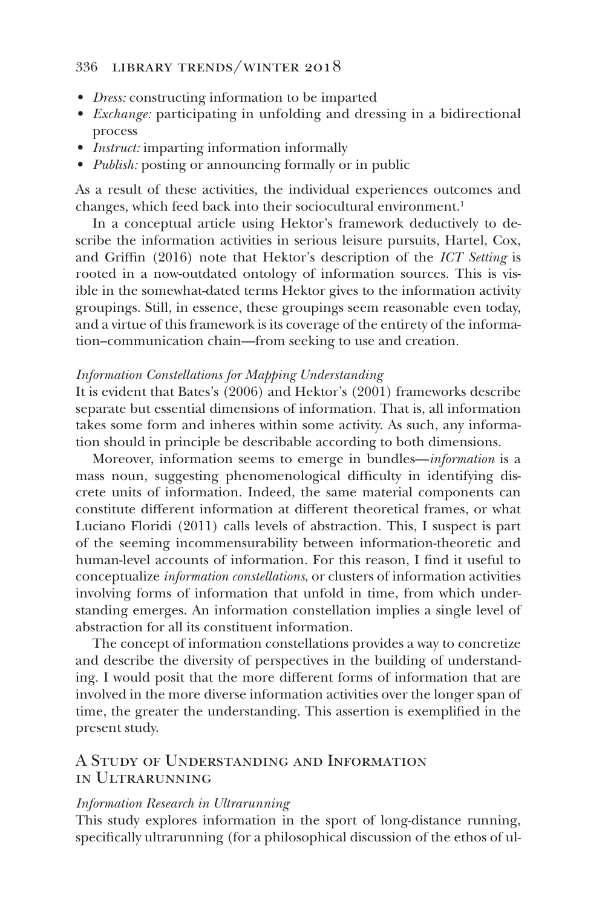- *Dress:* constructing information to be imparted
- *Exchange:* participating in unfolding and dressing in a bidirectional process
- *Instruct:* imparting information informally
- *Publish:* posting or announcing formally or in public

As a result of these activities, the individual experiences outcomes and changes, which feed back into their sociocultural environment.[1]

In a conceptual article using Hektor's framework deductively to describe the information activities in serious leisure pursuits, Hartel, Cox, and Griffin (2016) note that Hektor's description of the *ICT Setting* is rooted in a now-outdated ontology of information sources. This is visible in the somewhat-dated terms Hektor gives to the information activity groupings. Still, in essence, these groupings seem reasonable even today, and a virtue of this framework is its coverage of the entirety of the information–communication chain—from seeking to use and creation.

### *Information Constellations for Mapping Understanding*

It is evident that Bates's (2006) and Hektor's (2001) frameworks describe separate but essential dimensions of information. That is, all information takes some form and inheres within some activity. As such, any information should in principle be describable according to both dimensions.

Moreover, information seems to emerge in bundles—*information* is a mass noun, suggesting phenomenological difficulty in identifying discrete units of information. Indeed, the same material components can constitute different information at different theoretical frames, or what Luciano Floridi (2011) calls levels of abstraction. This, I suspect is part of the seeming incommensurability between information-theoretic and human-level accounts of information. For this reason, I find it useful to conceptualize *information constellations*, or clusters of information activities involving forms of information that unfold in time, from which understanding emerges. An information constellation implies a single level of abstraction for all its constituent information.

The concept of information constellations provides a way to concretize and describe the diversity of perspectives in the building of understanding. I would posit that the more different forms of information that are involved in the more diverse information activities over the longer span of time, the greater the understanding. This assertion is exemplified in the present study.

## A Study of Understanding and Information in Ultrarunning

### *Information Research in Ultrarunning*

This study explores information in the sport of long-distance running, specifically ultrarunning (for a philosophical discussion of the ethos of ul-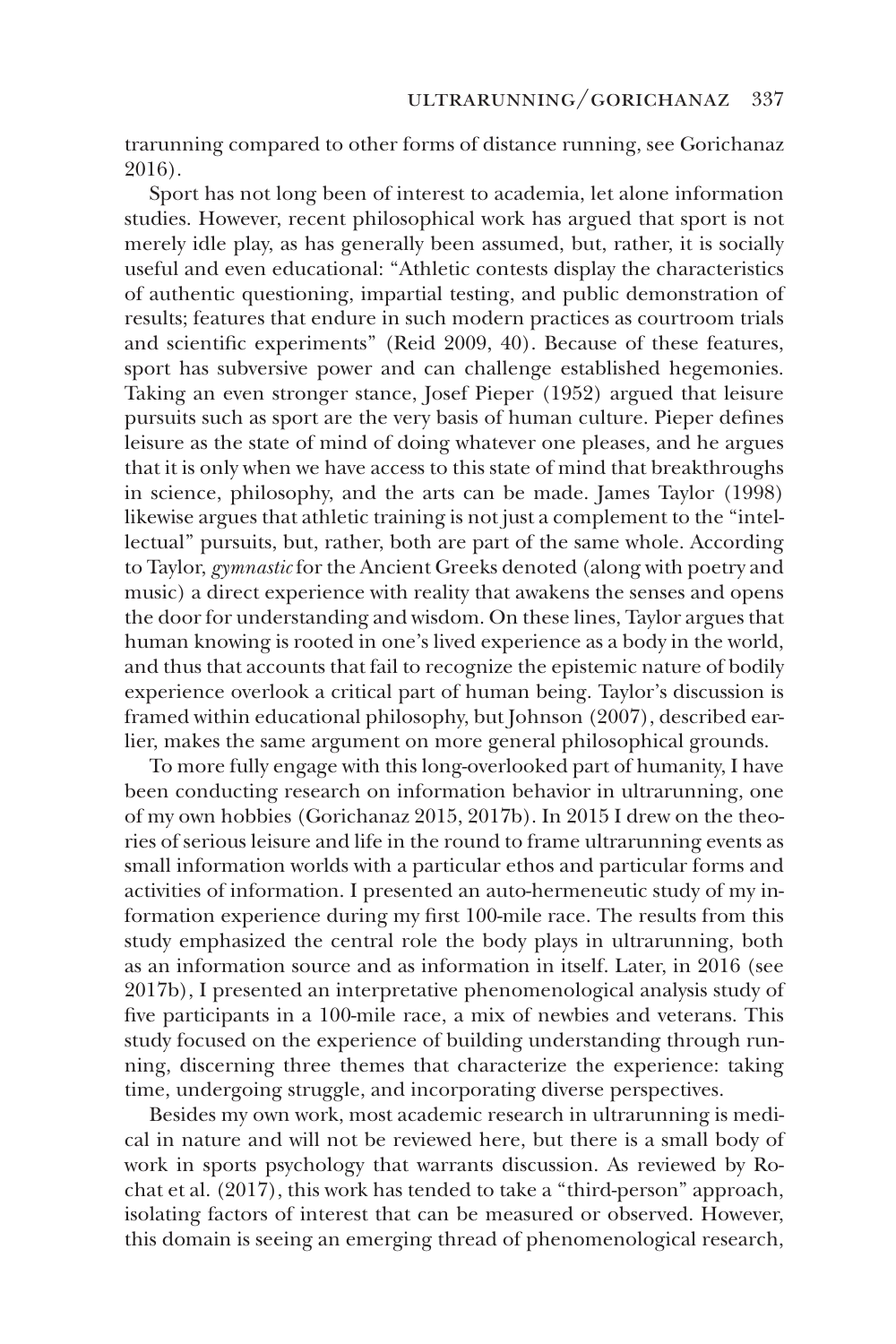trarunning compared to other forms of distance running, see Gorichanaz 2016).

Sport has not long been of interest to academia, let alone information studies. However, recent philosophical work has argued that sport is not merely idle play, as has generally been assumed, but, rather, it is socially useful and even educational: "Athletic contests display the characteristics of authentic questioning, impartial testing, and public demonstration of results; features that endure in such modern practices as courtroom trials and scientific experiments" (Reid 2009, 40). Because of these features, sport has subversive power and can challenge established hegemonies. Taking an even stronger stance, Josef Pieper (1952) argued that leisure pursuits such as sport are the very basis of human culture. Pieper defines leisure as the state of mind of doing whatever one pleases, and he argues that it is only when we have access to this state of mind that breakthroughs in science, philosophy, and the arts can be made. James Taylor (1998) likewise argues that athletic training is not just a complement to the "intellectual" pursuits, but, rather, both are part of the same whole. According to Taylor, *gymnastic* for the Ancient Greeks denoted (along with poetry and music) a direct experience with reality that awakens the senses and opens the door for understanding and wisdom. On these lines, Taylor argues that human knowing is rooted in one's lived experience as a body in the world, and thus that accounts that fail to recognize the epistemic nature of bodily experience overlook a critical part of human being. Taylor's discussion is framed within educational philosophy, but Johnson (2007), described earlier, makes the same argument on more general philosophical grounds.

To more fully engage with this long-overlooked part of humanity, I have been conducting research on information behavior in ultrarunning, one of my own hobbies (Gorichanaz 2015, 2017b). In 2015 I drew on the theories of serious leisure and life in the round to frame ultrarunning events as small information worlds with a particular ethos and particular forms and activities of information. I presented an auto-hermeneutic study of my information experience during my first 100-mile race. The results from this study emphasized the central role the body plays in ultrarunning, both as an information source and as information in itself. Later, in 2016 (see 2017b), I presented an interpretative phenomenological analysis study of five participants in a 100-mile race, a mix of newbies and veterans. This study focused on the experience of building understanding through running, discerning three themes that characterize the experience: taking time, undergoing struggle, and incorporating diverse perspectives.

Besides my own work, most academic research in ultrarunning is medical in nature and will not be reviewed here, but there is a small body of work in sports psychology that warrants discussion. As reviewed by Rochat et al. (2017), this work has tended to take a "third-person" approach, isolating factors of interest that can be measured or observed. However, this domain is seeing an emerging thread of phenomenological research,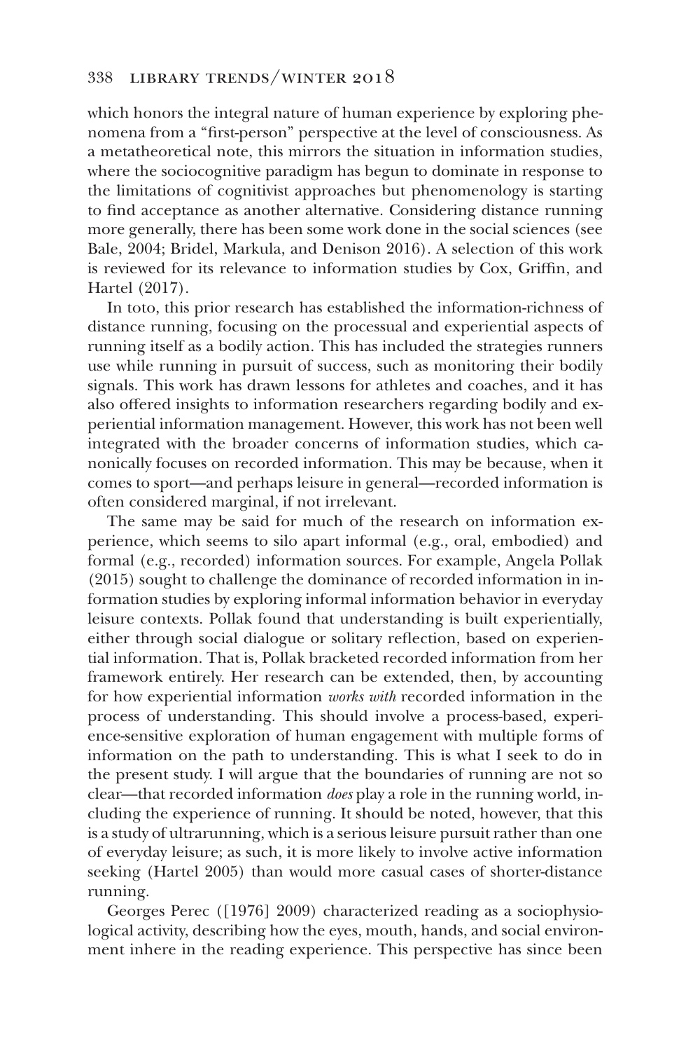which honors the integral nature of human experience by exploring phenomena from a "first-person" perspective at the level of consciousness. As a metatheoretical note, this mirrors the situation in information studies, where the sociocognitive paradigm has begun to dominate in response to the limitations of cognitivist approaches but phenomenology is starting to find acceptance as another alternative. Considering distance running more generally, there has been some work done in the social sciences (see Bale, 2004; Bridel, Markula, and Denison 2016). A selection of this work is reviewed for its relevance to information studies by Cox, Griffin, and Hartel (2017).

In toto, this prior research has established the information-richness of distance running, focusing on the processual and experiential aspects of running itself as a bodily action. This has included the strategies runners use while running in pursuit of success, such as monitoring their bodily signals. This work has drawn lessons for athletes and coaches, and it has also offered insights to information researchers regarding bodily and experiential information management. However, this work has not been well integrated with the broader concerns of information studies, which canonically focuses on recorded information. This may be because, when it comes to sport—and perhaps leisure in general—recorded information is often considered marginal, if not irrelevant.

The same may be said for much of the research on information experience, which seems to silo apart informal (e.g., oral, embodied) and formal (e.g., recorded) information sources. For example, Angela Pollak (2015) sought to challenge the dominance of recorded information in information studies by exploring informal information behavior in everyday leisure contexts. Pollak found that understanding is built experientially, either through social dialogue or solitary reflection, based on experiential information. That is, Pollak bracketed recorded information from her framework entirely. Her research can be extended, then, by accounting for how experiential information *works with* recorded information in the process of understanding. This should involve a process-based, experience-sensitive exploration of human engagement with multiple forms of information on the path to understanding. This is what I seek to do in the present study. I will argue that the boundaries of running are not so clear—that recorded information *does* play a role in the running world, including the experience of running. It should be noted, however, that this is a study of ultrarunning, which is a serious leisure pursuit rather than one of everyday leisure; as such, it is more likely to involve active information seeking (Hartel 2005) than would more casual cases of shorter-distance running.

Georges Perec ([1976] 2009) characterized reading as a sociophysiological activity, describing how the eyes, mouth, hands, and social environment inhere in the reading experience. This perspective has since been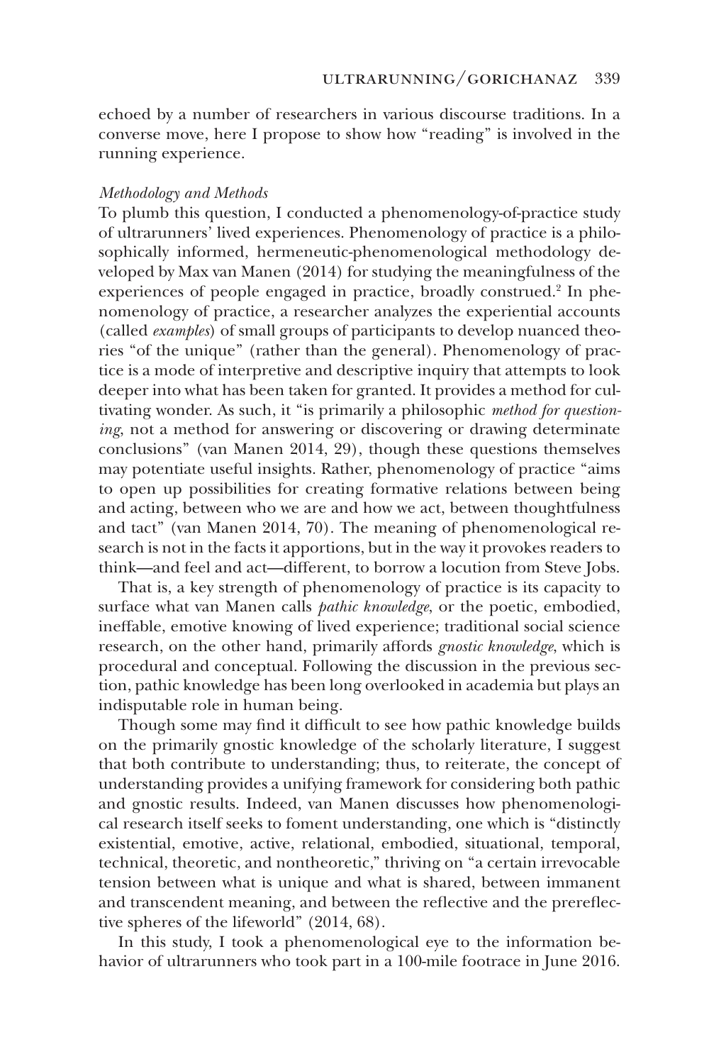echoed by a number of researchers in various discourse traditions. In a converse move, here I propose to show how "reading" is involved in the running experience.

### *Methodology and Methods*

To plumb this question, I conducted a phenomenology-of-practice study of ultrarunners' lived experiences. Phenomenology of practice is a philosophically informed, hermeneutic-phenomenological methodology developed by Max van Manen (2014) for studying the meaningfulness of the experiences of people engaged in practice, broadly construed.[2] In phenomenology of practice, a researcher analyzes the experiential accounts (called *examples*) of small groups of participants to develop nuanced theories "of the unique" (rather than the general). Phenomenology of practice is a mode of interpretive and descriptive inquiry that attempts to look deeper into what has been taken for granted. It provides a method for cultivating wonder. As such, it "is primarily a philosophic *method for questioning*, not a method for answering or discovering or drawing determinate conclusions" (van Manen 2014, 29), though these questions themselves may potentiate useful insights. Rather, phenomenology of practice "aims to open up possibilities for creating formative relations between being and acting, between who we are and how we act, between thoughtfulness and tact" (van Manen 2014, 70). The meaning of phenomenological research is not in the facts it apportions, but in the way it provokes readers to think—and feel and act—different, to borrow a locution from Steve Jobs.

That is, a key strength of phenomenology of practice is its capacity to surface what van Manen calls *pathic knowledge*, or the poetic, embodied, ineffable, emotive knowing of lived experience; traditional social science research, on the other hand, primarily affords *gnostic knowledge*, which is procedural and conceptual. Following the discussion in the previous section, pathic knowledge has been long overlooked in academia but plays an indisputable role in human being.

Though some may find it difficult to see how pathic knowledge builds on the primarily gnostic knowledge of the scholarly literature, I suggest that both contribute to understanding; thus, to reiterate, the concept of understanding provides a unifying framework for considering both pathic and gnostic results. Indeed, van Manen discusses how phenomenological research itself seeks to foment understanding, one which is "distinctly existential, emotive, active, relational, embodied, situational, temporal, technical, theoretic, and nontheoretic," thriving on "a certain irrevocable tension between what is unique and what is shared, between immanent and transcendent meaning, and between the reflective and the prereflective spheres of the lifeworld" (2014, 68).

In this study, I took a phenomenological eye to the information behavior of ultrarunners who took part in a 100-mile footrace in June 2016.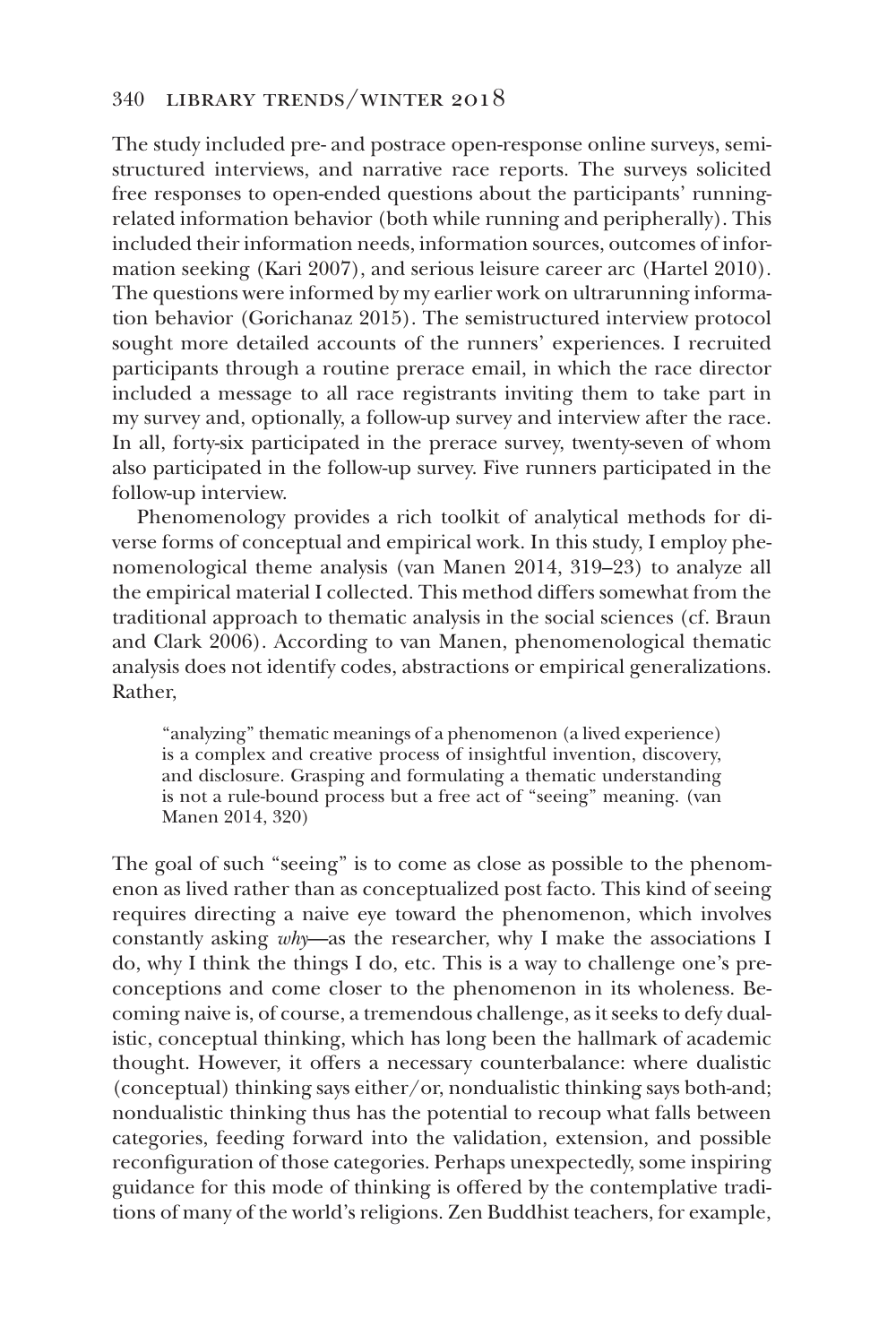The study included pre- and postrace open-response online surveys, semistructured interviews, and narrative race reports. The surveys solicited free responses to open-ended questions about the participants' running-related information behavior (both while running and peripherally). This included their information needs, information sources, outcomes of information seeking (Kari 2007), and serious leisure career arc (Hartel 2010). The questions were informed by my earlier work on ultrarunning information behavior (Gorichanaz 2015). The semistructured interview protocol sought more detailed accounts of the runners' experiences. I recruited participants through a routine prerace email, in which the race director included a message to all race registrants inviting them to take part in my survey and, optionally, a follow-up survey and interview after the race. In all, forty-six participated in the prerace survey, twenty-seven of whom also participated in the follow-up survey. Five runners participated in the follow-up interview.

Phenomenology provides a rich toolkit of analytical methods for diverse forms of conceptual and empirical work. In this study, I employ phenomenological theme analysis (van Manen 2014, 319–23) to analyze all the empirical material I collected. This method differs somewhat from the traditional approach to thematic analysis in the social sciences (cf. Braun and Clark 2006). According to van Manen, phenomenological thematic analysis does not identify codes, abstractions or empirical generalizations. Rather,

> "analyzing" thematic meanings of a phenomenon (a lived experience) is a complex and creative process of insightful invention, discovery, and disclosure. Grasping and formulating a thematic understanding is not a rule-bound process but a free act of "seeing" meaning. (van Manen 2014, 320)

The goal of such "seeing" is to come as close as possible to the phenomenon as lived rather than as conceptualized post facto. This kind of seeing requires directing a naive eye toward the phenomenon, which involves constantly asking *why*—as the researcher, why I make the associations I do, why I think the things I do, etc. This is a way to challenge one's preconceptions and come closer to the phenomenon in its wholeness. Becoming naive is, of course, a tremendous challenge, as it seeks to defy dualistic, conceptual thinking, which has long been the hallmark of academic thought. However, it offers a necessary counterbalance: where dualistic (conceptual) thinking says either/or, nondualistic thinking says both-and; nondualistic thinking thus has the potential to recoup what falls between categories, feeding forward into the validation, extension, and possible reconfiguration of those categories. Perhaps unexpectedly, some inspiring guidance for this mode of thinking is offered by the contemplative traditions of many of the world's religions. Zen Buddhist teachers, for example,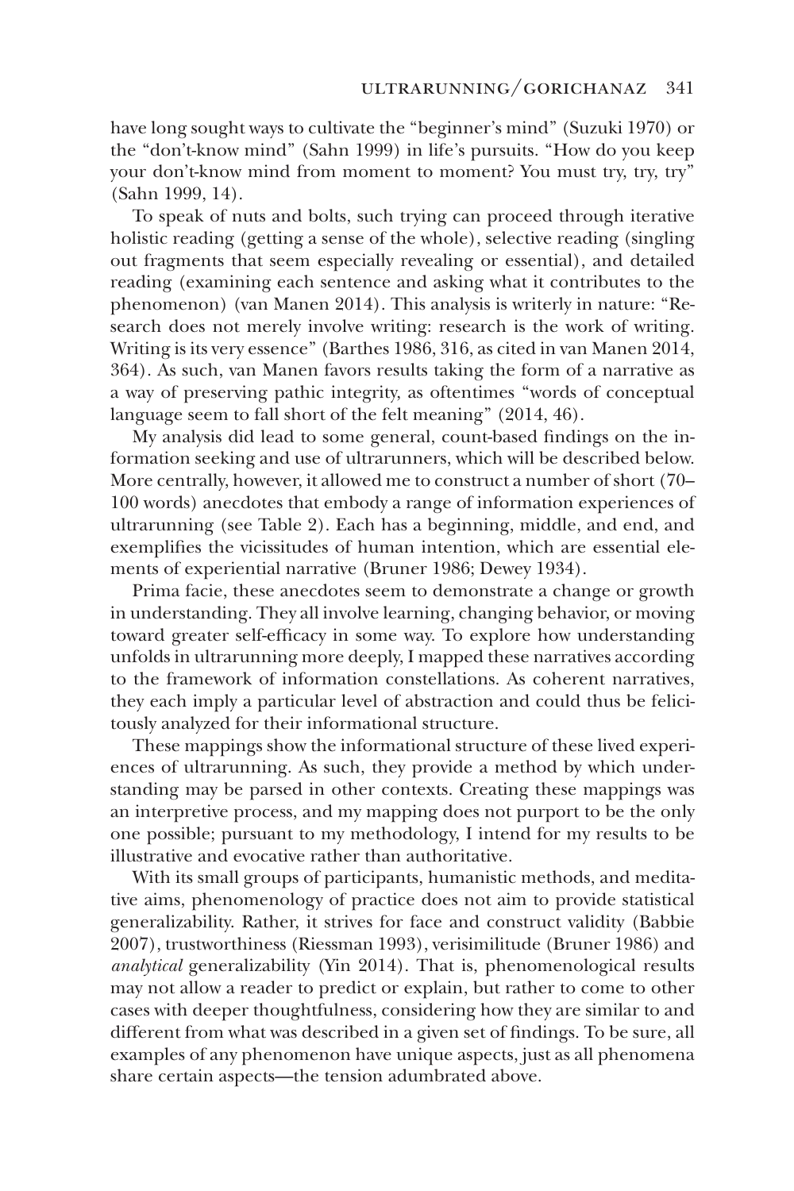have long sought ways to cultivate the "beginner's mind" (Suzuki 1970) or the "don't-know mind" (Sahn 1999) in life's pursuits. "How do you keep your don't-know mind from moment to moment? You must try, try, try" (Sahn 1999, 14).

To speak of nuts and bolts, such trying can proceed through iterative holistic reading (getting a sense of the whole), selective reading (singling out fragments that seem especially revealing or essential), and detailed reading (examining each sentence and asking what it contributes to the phenomenon) (van Manen 2014). This analysis is writerly in nature: "Research does not merely involve writing: research is the work of writing. Writing is its very essence" (Barthes 1986, 316, as cited in van Manen 2014, 364). As such, van Manen favors results taking the form of a narrative as a way of preserving pathic integrity, as oftentimes "words of conceptual language seem to fall short of the felt meaning" (2014, 46).

My analysis did lead to some general, count-based findings on the information seeking and use of ultrarunners, which will be described below. More centrally, however, it allowed me to construct a number of short (70–100 words) anecdotes that embody a range of information experiences of ultrarunning (see Table 2). Each has a beginning, middle, and end, and exemplifies the vicissitudes of human intention, which are essential elements of experiential narrative (Bruner 1986; Dewey 1934).

Prima facie, these anecdotes seem to demonstrate a change or growth in understanding. They all involve learning, changing behavior, or moving toward greater self-efficacy in some way. To explore how understanding unfolds in ultrarunning more deeply, I mapped these narratives according to the framework of information constellations. As coherent narratives, they each imply a particular level of abstraction and could thus be felicitously analyzed for their informational structure.

These mappings show the informational structure of these lived experiences of ultrarunning. As such, they provide a method by which understanding may be parsed in other contexts. Creating these mappings was an interpretive process, and my mapping does not purport to be the only one possible; pursuant to my methodology, I intend for my results to be illustrative and evocative rather than authoritative.

With its small groups of participants, humanistic methods, and meditative aims, phenomenology of practice does not aim to provide statistical generalizability. Rather, it strives for face and construct validity (Babbie 2007), trustworthiness (Riessman 1993), verisimilitude (Bruner 1986) and *analytical* generalizability (Yin 2014). That is, phenomenological results may not allow a reader to predict or explain, but rather to come to other cases with deeper thoughtfulness, considering how they are similar to and different from what was described in a given set of findings. To be sure, all examples of any phenomenon have unique aspects, just as all phenomena share certain aspects—the tension adumbrated above.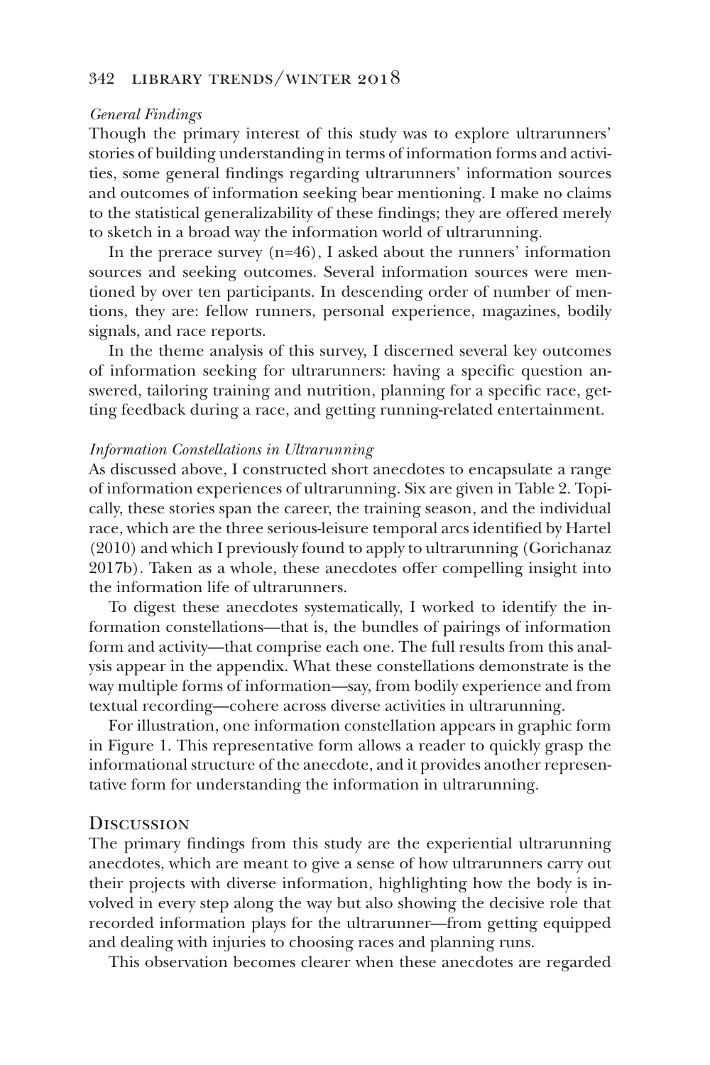*General Findings*

Though the primary interest of this study was to explore ultrarunners' stories of building understanding in terms of information forms and activities, some general findings regarding ultrarunners' information sources and outcomes of information seeking bear mentioning. I make no claims to the statistical generalizability of these findings; they are offered merely to sketch in a broad way the information world of ultrarunning.

In the prerace survey (n=46), I asked about the runners' information sources and seeking outcomes. Several information sources were mentioned by over ten participants. In descending order of number of mentions, they are: fellow runners, personal experience, magazines, bodily signals, and race reports.

In the theme analysis of this survey, I discerned several key outcomes of information seeking for ultrarunners: having a specific question answered, tailoring training and nutrition, planning for a specific race, getting feedback during a race, and getting running-related entertainment.

*Information Constellations in Ultrarunning*

As discussed above, I constructed short anecdotes to encapsulate a range of information experiences of ultrarunning. Six are given in Table 2. Topically, these stories span the career, the training season, and the individual race, which are the three serious-leisure temporal arcs identified by Hartel (2010) and which I previously found to apply to ultrarunning (Gorichanaz 2017b). Taken as a whole, these anecdotes offer compelling insight into the information life of ultrarunners.

To digest these anecdotes systematically, I worked to identify the information constellations—that is, the bundles of pairings of information form and activity—that comprise each one. The full results from this analysis appear in the appendix. What these constellations demonstrate is the way multiple forms of information—say, from bodily experience and from textual recording—cohere across diverse activities in ultrarunning.

For illustration, one information constellation appears in graphic form in Figure 1. This representative form allows a reader to quickly grasp the informational structure of the anecdote, and it provides another representative form for understanding the information in ultrarunning.

## Discussion

The primary findings from this study are the experiential ultrarunning anecdotes, which are meant to give a sense of how ultrarunners carry out their projects with diverse information, highlighting how the body is involved in every step along the way but also showing the decisive role that recorded information plays for the ultrarunner—from getting equipped and dealing with injuries to choosing races and planning runs.

This observation becomes clearer when these anecdotes are regarded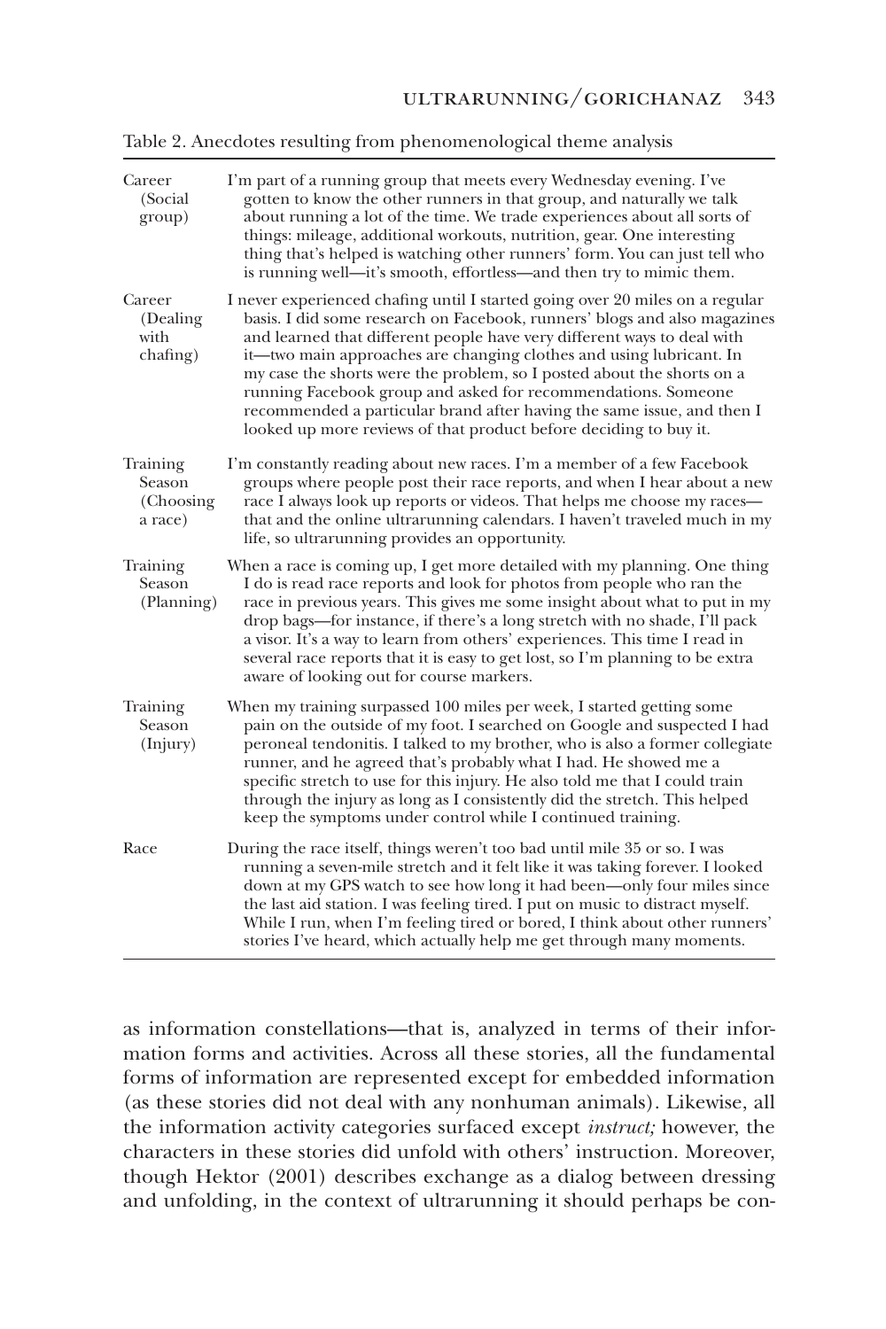Table 2. Anecdotes resulting from phenomenological theme analysis

| | |
|---|---|
| Career (Social group) | I'm part of a running group that meets every Wednesday evening. I've gotten to know the other runners in that group, and naturally we talk about running a lot of the time. We trade experiences about all sorts of things: mileage, additional workouts, nutrition, gear. One interesting thing that's helped is watching other runners' form. You can just tell who is running well—it's smooth, effortless—and then try to mimic them. |
| Career (Dealing with chafing) | I never experienced chafing until I started going over 20 miles on a regular basis. I did some research on Facebook, runners' blogs and also magazines and learned that different people have very different ways to deal with it—two main approaches are changing clothes and using lubricant. In my case the shorts were the problem, so I posted about the shorts on a running Facebook group and asked for recommendations. Someone recommended a particular brand after having the same issue, and then I looked up more reviews of that product before deciding to buy it. |
| Training Season (Choosing a race) | I'm constantly reading about new races. I'm a member of a few Facebook groups where people post their race reports, and when I hear about a new race I always look up reports or videos. That helps me choose my races—that and the online ultrarunning calendars. I haven't traveled much in my life, so ultrarunning provides an opportunity. |
| Training Season (Planning) | When a race is coming up, I get more detailed with my planning. One thing I do is read race reports and look for photos from people who ran the race in previous years. This gives me some insight about what to put in my drop bags—for instance, if there's a long stretch with no shade, I'll pack a visor. It's a way to learn from others' experiences. This time I read in several race reports that it is easy to get lost, so I'm planning to be extra aware of looking out for course markers. |
| Training Season (Injury) | When my training surpassed 100 miles per week, I started getting some pain on the outside of my foot. I searched on Google and suspected I had peroneal tendonitis. I talked to my brother, who is also a former collegiate runner, and he agreed that's probably what I had. He showed me a specific stretch to use for this injury. He also told me that I could train through the injury as long as I consistently did the stretch. This helped keep the symptoms under control while I continued training. |
| Race | During the race itself, things weren't too bad until mile 35 or so. I was running a seven-mile stretch and it felt like it was taking forever. I looked down at my GPS watch to see how long it had been—only four miles since the last aid station. I was feeling tired. I put on music to distract myself. While I run, when I'm feeling tired or bored, I think about other runners' stories I've heard, which actually help me get through many moments. |

as information constellations—that is, analyzed in terms of their information forms and activities. Across all these stories, all the fundamental forms of information are represented except for embedded information (as these stories did not deal with any nonhuman animals). Likewise, all the information activity categories surfaced except *instruct;* however, the characters in these stories did unfold with others' instruction. Moreover, though Hektor (2001) describes exchange as a dialog between dressing and unfolding, in the context of ultrarunning it should perhaps be con-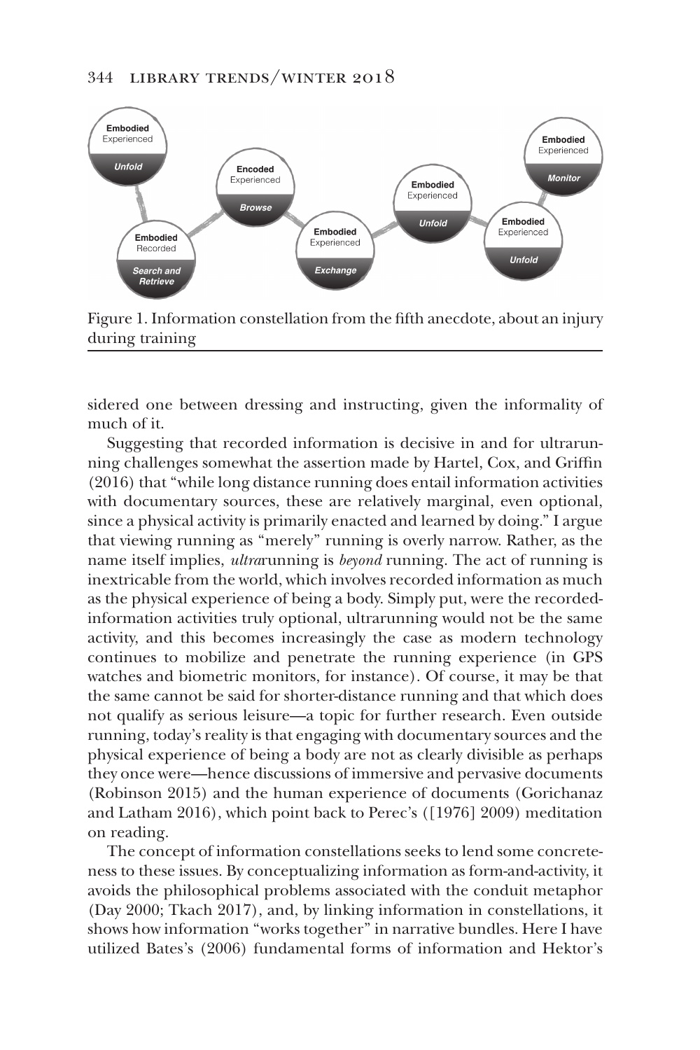Figure 1. Information constellation from the fifth anecdote, about an injury during training

sidered one between dressing and instructing, given the informality of much of it.

Suggesting that recorded information is decisive in and for ultrarunning challenges somewhat the assertion made by Hartel, Cox, and Griffin (2016) that "while long distance running does entail information activities with documentary sources, these are relatively marginal, even optional, since a physical activity is primarily enacted and learned by doing." I argue that viewing running as "merely" running is overly narrow. Rather, as the name itself implies, *ultra*running is *beyond* running. The act of running is inextricable from the world, which involves recorded information as much as the physical experience of being a body. Simply put, were the recorded-information activities truly optional, ultrarunning would not be the same activity, and this becomes increasingly the case as modern technology continues to mobilize and penetrate the running experience (in GPS watches and biometric monitors, for instance). Of course, it may be that the same cannot be said for shorter-distance running and that which does not qualify as serious leisure—a topic for further research. Even outside running, today's reality is that engaging with documentary sources and the physical experience of being a body are not as clearly divisible as perhaps they once were—hence discussions of immersive and pervasive documents (Robinson 2015) and the human experience of documents (Gorichanaz and Latham 2016), which point back to Perec's ([1976] 2009) meditation on reading.

The concept of information constellations seeks to lend some concreteness to these issues. By conceptualizing information as form-and-activity, it avoids the philosophical problems associated with the conduit metaphor (Day 2000; Tkach 2017), and, by linking information in constellations, it shows how information "works together" in narrative bundles. Here I have utilized Bates's (2006) fundamental forms of information and Hektor's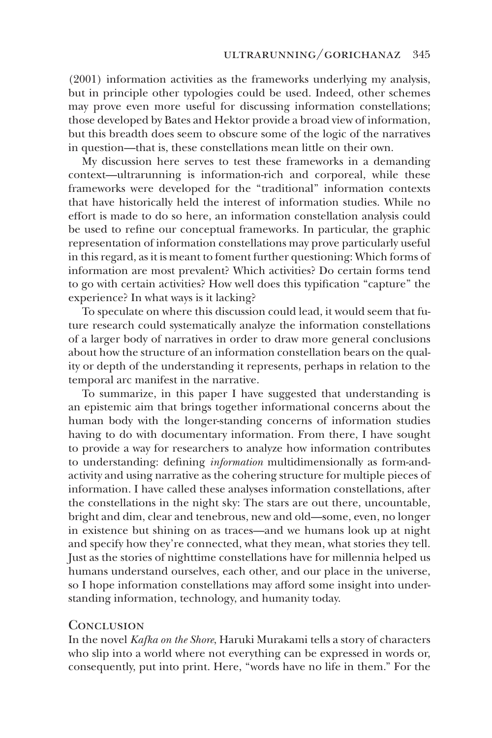(2001) information activities as the frameworks underlying my analysis, but in principle other typologies could be used. Indeed, other schemes may prove even more useful for discussing information constellations; those developed by Bates and Hektor provide a broad view of information, but this breadth does seem to obscure some of the logic of the narratives in question—that is, these constellations mean little on their own.

My discussion here serves to test these frameworks in a demanding context—ultrarunning is information-rich and corporeal, while these frameworks were developed for the "traditional" information contexts that have historically held the interest of information studies. While no effort is made to do so here, an information constellation analysis could be used to refine our conceptual frameworks. In particular, the graphic representation of information constellations may prove particularly useful in this regard, as it is meant to foment further questioning: Which forms of information are most prevalent? Which activities? Do certain forms tend to go with certain activities? How well does this typification "capture" the experience? In what ways is it lacking?

To speculate on where this discussion could lead, it would seem that future research could systematically analyze the information constellations of a larger body of narratives in order to draw more general conclusions about how the structure of an information constellation bears on the quality or depth of the understanding it represents, perhaps in relation to the temporal arc manifest in the narrative.

To summarize, in this paper I have suggested that understanding is an epistemic aim that brings together informational concerns about the human body with the longer-standing concerns of information studies having to do with documentary information. From there, I have sought to provide a way for researchers to analyze how information contributes to understanding: defining *information* multidimensionally as form-and-activity and using narrative as the cohering structure for multiple pieces of information. I have called these analyses information constellations, after the constellations in the night sky: The stars are out there, uncountable, bright and dim, clear and tenebrous, new and old—some, even, no longer in existence but shining on as traces—and we humans look up at night and specify how they're connected, what they mean, what stories they tell. Just as the stories of nighttime constellations have for millennia helped us humans understand ourselves, each other, and our place in the universe, so I hope information constellations may afford some insight into understanding information, technology, and humanity today.

## Conclusion

In the novel *Kafka on the Shore*, Haruki Murakami tells a story of characters who slip into a world where not everything can be expressed in words or, consequently, put into print. Here, "words have no life in them." For the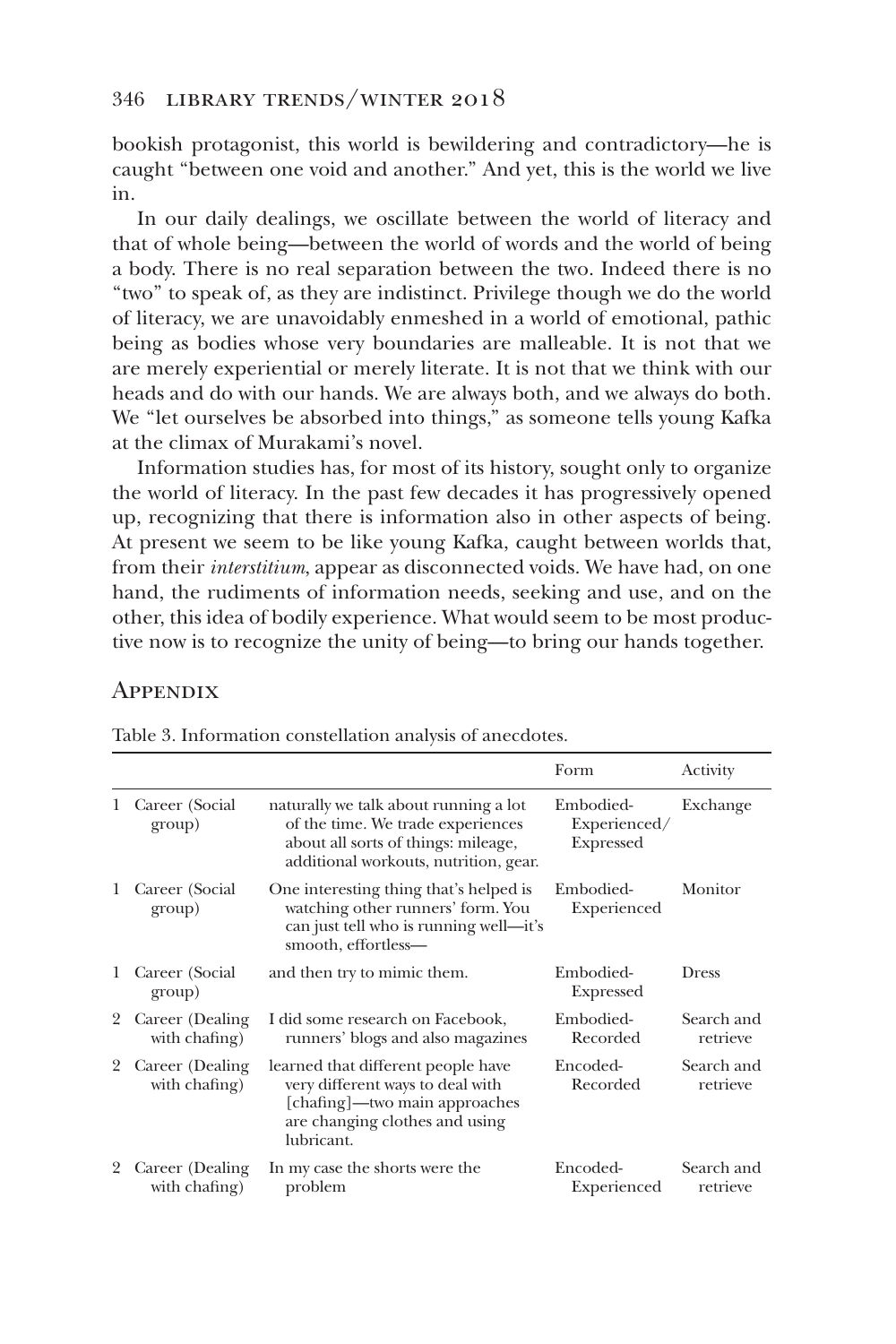bookish protagonist, this world is bewildering and contradictory—he is caught "between one void and another." And yet, this is the world we live in.

In our daily dealings, we oscillate between the world of literacy and that of whole being—between the world of words and the world of being a body. There is no real separation between the two. Indeed there is no "two" to speak of, as they are indistinct. Privilege though we do the world of literacy, we are unavoidably enmeshed in a world of emotional, pathic being as bodies whose very boundaries are malleable. It is not that we are merely experiential or merely literate. It is not that we think with our heads and do with our hands. We are always both, and we always do both. We "let ourselves be absorbed into things," as someone tells young Kafka at the climax of Murakami's novel.

Information studies has, for most of its history, sought only to organize the world of literacy. In the past few decades it has progressively opened up, recognizing that there is information also in other aspects of being. At present we seem to be like young Kafka, caught between worlds that, from their *interstitium*, appear as disconnected voids. We have had, on one hand, the rudiments of information needs, seeking and use, and on the other, this idea of bodily experience. What would seem to be most productive now is to recognize the unity of being—to bring our hands together.

## Appendix

Table 3. Information constellation analysis of anecdotes.

| | | | Form | Activity |
|---|---|---|---|---|
| 1 | Career (Social group) | naturally we talk about running a lot of the time. We trade experiences about all sorts of things: mileage, additional workouts, nutrition, gear. | Embodied-Experienced/Expressed | Exchange |
| 1 | Career (Social group) | One interesting thing that's helped is watching other runners' form. You can just tell who is running well—it's smooth, effortless— | Embodied-Experienced | Monitor |
| 1 | Career (Social group) | and then try to mimic them. | Embodied-Expressed | Dress |
| 2 | Career (Dealing with chafing) | I did some research on Facebook, runners' blogs and also magazines | Embodied-Recorded | Search and retrieve |
| 2 | Career (Dealing with chafing) | learned that different people have very different ways to deal with [chafing]—two main approaches are changing clothes and using lubricant. | Encoded-Recorded | Search and retrieve |
| 2 | Career (Dealing with chafing) | In my case the shorts were the problem | Encoded-Experienced | Search and retrieve |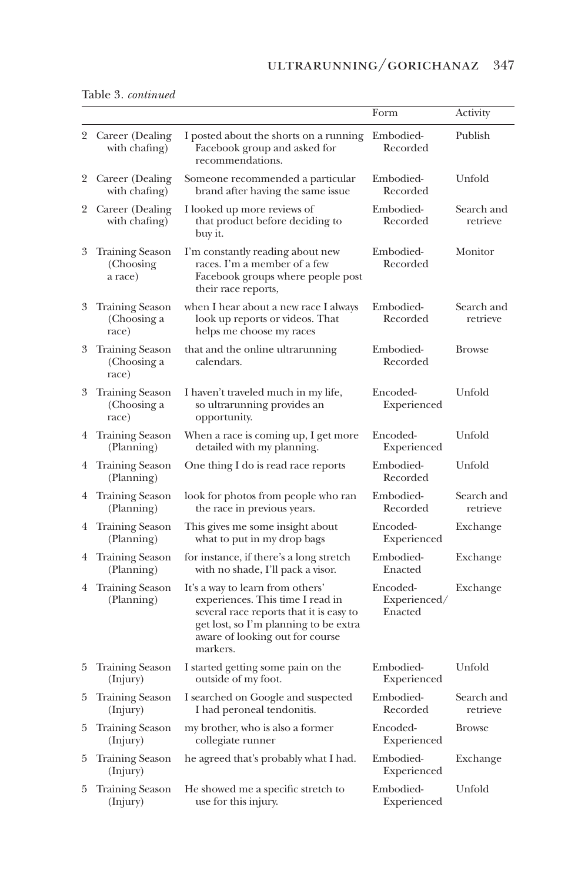Table 3. *continued*

| | | | Form | Activity |
|---|---|---|---|---|
| 2 | Career (Dealing with chafing) | I posted about the shorts on a running Facebook group and asked for recommendations. | Embodied-Recorded | Publish |
| 2 | Career (Dealing with chafing) | Someone recommended a particular brand after having the same issue | Embodied-Recorded | Unfold |
| 2 | Career (Dealing with chafing) | I looked up more reviews of that product before deciding to buy it. | Embodied-Recorded | Search and retrieve |
| 3 | Training Season (Choosing a race) | I'm constantly reading about new races. I'm a member of a few Facebook groups where people post their race reports, | Embodied-Recorded | Monitor |
| 3 | Training Season (Choosing a race) | when I hear about a new race I always look up reports or videos. That helps me choose my races | Embodied-Recorded | Search and retrieve |
| 3 | Training Season (Choosing a race) | that and the online ultrarunning calendars. | Embodied-Recorded | Browse |
| 3 | Training Season (Choosing a race) | I haven't traveled much in my life, so ultrarunning provides an opportunity. | Encoded-Experienced | Unfold |
| 4 | Training Season (Planning) | When a race is coming up, I get more detailed with my planning. | Encoded-Experienced | Unfold |
| 4 | Training Season (Planning) | One thing I do is read race reports | Embodied-Recorded | Unfold |
| 4 | Training Season (Planning) | look for photos from people who ran the race in previous years. | Embodied-Recorded | Search and retrieve |
| 4 | Training Season (Planning) | This gives me some insight about what to put in my drop bags | Encoded-Experienced | Exchange |
| 4 | Training Season (Planning) | for instance, if there's a long stretch with no shade, I'll pack a visor. | Embodied-Enacted | Exchange |
| 4 | Training Season (Planning) | It's a way to learn from others' experiences. This time I read in several race reports that it is easy to get lost, so I'm planning to be extra aware of looking out for course markers. | Encoded-Experienced/Enacted | Exchange |
| 5 | Training Season (Injury) | I started getting some pain on the outside of my foot. | Embodied-Experienced | Unfold |
| 5 | Training Season (Injury) | I searched on Google and suspected I had peroneal tendonitis. | Embodied-Recorded | Search and retrieve |
| 5 | Training Season (Injury) | my brother, who is also a former collegiate runner | Encoded-Experienced | Browse |
| 5 | Training Season (Injury) | he agreed that's probably what I had. | Embodied-Experienced | Exchange |
| 5 | Training Season (Injury) | He showed me a specific stretch to use for this injury. | Embodied-Experienced | Unfold |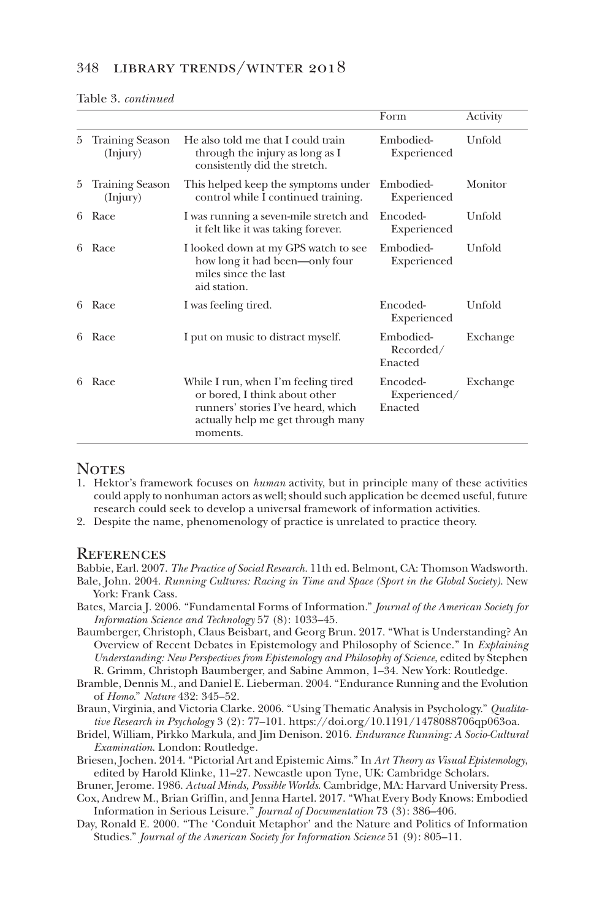Table 3. *continued*

| | | | Form | Activity |
|---|---|---|---|---|
| 5 | Training Season (Injury) | He also told me that I could train through the injury as long as I consistently did the stretch. | Embodied-Experienced | Unfold |
| 5 | Training Season (Injury) | This helped keep the symptoms under control while I continued training. | Embodied-Experienced | Monitor |
| 6 | Race | I was running a seven-mile stretch and it felt like it was taking forever. | Encoded-Experienced | Unfold |
| 6 | Race | I looked down at my GPS watch to see how long it had been—only four miles since the last aid station. | Embodied-Experienced | Unfold |
| 6 | Race | I was feeling tired. | Encoded-Experienced | Unfold |
| 6 | Race | I put on music to distract myself. | Embodied-Recorded/ Enacted | Exchange |
| 6 | Race | While I run, when I'm feeling tired or bored, I think about other runners' stories I've heard, which actually help me get through many moments. | Encoded-Experienced/ Enacted | Exchange |

## Notes

1. Hektor's framework focuses on *human* activity, but in principle many of these activities could apply to nonhuman actors as well; should such application be deemed useful, future research could seek to develop a universal framework of information activities.
2. Despite the name, phenomenology of practice is unrelated to practice theory.

## References

Babbie, Earl. 2007. *The Practice of Social Research.* 11th ed. Belmont, CA: Thomson Wadsworth.

Bale, John. 2004. *Running Cultures: Racing in Time and Space (Sport in the Global Society)*. New York: Frank Cass.

Bates, Marcia J. 2006. "Fundamental Forms of Information." *Journal of the American Society for Information Science and Technology* 57 (8): 1033–45.

Baumberger, Christoph, Claus Beisbart, and Georg Brun. 2017. "What is Understanding? An Overview of Recent Debates in Epistemology and Philosophy of Science." In *Explaining Understanding: New Perspectives from Epistemology and Philosophy of Science*, edited by Stephen R. Grimm, Christoph Baumberger, and Sabine Ammon, 1–34. New York: Routledge.

Bramble, Dennis M., and Daniel E. Lieberman. 2004. "Endurance Running and the Evolution of *Homo*." *Nature* 432: 345–52.

Braun, Virginia, and Victoria Clarke. 2006. "Using Thematic Analysis in Psychology." *Qualitative Research in Psychology* 3 (2): 77–101. https://doi.org/10.1191/1478088706qp063oa.

Bridel, William, Pirkko Markula, and Jim Denison. 2016. *Endurance Running: A Socio-Cultural Examination*. London: Routledge.

Briesen, Jochen. 2014. "Pictorial Art and Epistemic Aims." In *Art Theory as Visual Epistemology*, edited by Harold Klinke, 11–27. Newcastle upon Tyne, UK: Cambridge Scholars.

Bruner, Jerome. 1986. *Actual Minds, Possible Worlds*. Cambridge, MA: Harvard University Press.

Cox, Andrew M., Brian Griffin, and Jenna Hartel. 2017. "What Every Body Knows: Embodied Information in Serious Leisure." *Journal of Documentation* 73 (3): 386–406.

Day, Ronald E. 2000. "The 'Conduit Metaphor' and the Nature and Politics of Information Studies." *Journal of the American Society for Information Science* 51 (9): 805–11.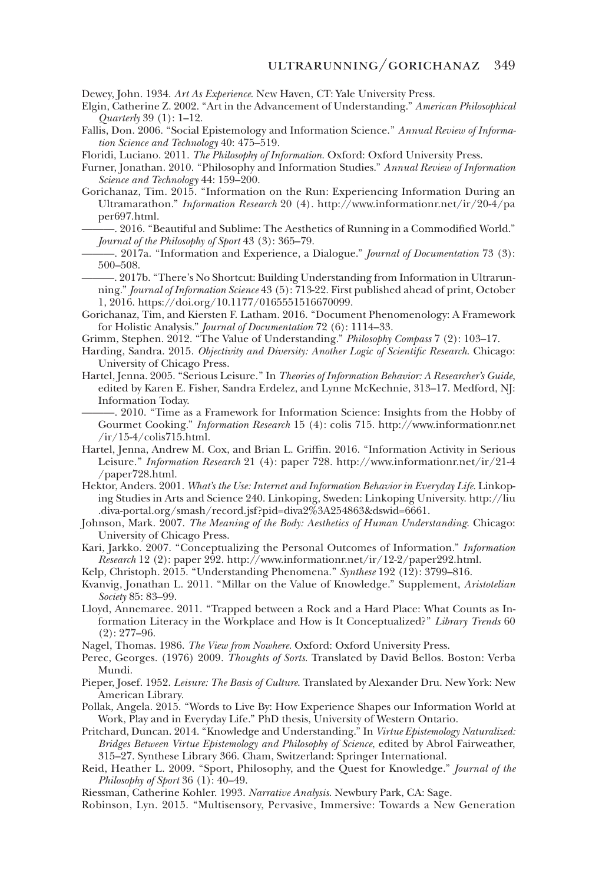Dewey, John. 1934. *Art As Experience*. New Haven, CT: Yale University Press.

Elgin, Catherine Z. 2002. "Art in the Advancement of Understanding." *American Philosophical Quarterly* 39 (1): 1–12.

Fallis, Don. 2006. "Social Epistemology and Information Science." *Annual Review of Information Science and Technology* 40: 475–519.

Floridi, Luciano. 2011. *The Philosophy of Information*. Oxford: Oxford University Press.

Furner, Jonathan. 2010. "Philosophy and Information Studies." *Annual Review of Information Science and Technology* 44: 159–200.

Gorichanaz, Tim. 2015. "Information on the Run: Experiencing Information During an Ultramarathon." *Information Research* 20 (4). http://www.informationr.net/ir/20-4/paper697.html.

———. 2016. "Beautiful and Sublime: The Aesthetics of Running in a Commodified World." *Journal of the Philosophy of Sport* 43 (3): 365–79.

———. 2017a. "Information and Experience, a Dialogue." *Journal of Documentation* 73 (3): 500–508.

———. 2017b. "There's No Shortcut: Building Understanding from Information in Ultrarunning." *Journal of Information Science* 43 (5): 713-22. First published ahead of print, October 1, 2016. https://doi.org/10.1177/0165551516670099.

Gorichanaz, Tim, and Kiersten F. Latham. 2016. "Document Phenomenology: A Framework for Holistic Analysis." *Journal of Documentation* 72 (6): 1114–33.

Grimm, Stephen. 2012. "The Value of Understanding." *Philosophy Compass* 7 (2): 103–17.

Harding, Sandra. 2015. *Objectivity and Diversity: Another Logic of Scientific Research*. Chicago: University of Chicago Press.

Hartel, Jenna. 2005. "Serious Leisure." In *Theories of Information Behavior: A Researcher's Guide*, edited by Karen E. Fisher, Sandra Erdelez, and Lynne McKechnie, 313–17. Medford, NJ: Information Today.

———. 2010. "Time as a Framework for Information Science: Insights from the Hobby of Gourmet Cooking." *Information Research* 15 (4): colis 715. http://www.informationr.net/ir/15-4/colis715.html.

Hartel, Jenna, Andrew M. Cox, and Brian L. Griffin. 2016. "Information Activity in Serious Leisure." *Information Research* 21 (4): paper 728. http://www.informationr.net/ir/21-4/paper728.html.

Hektor, Anders. 2001. *What's the Use: Internet and Information Behavior in Everyday Life*. Linkoping Studies in Arts and Science 240. Linkoping, Sweden: Linkoping University. http://liu.diva-portal.org/smash/record.jsf?pid=diva2%3A254863&dswid=6661.

Johnson, Mark. 2007. *The Meaning of the Body: Aesthetics of Human Understanding*. Chicago: University of Chicago Press.

Kari, Jarkko. 2007. "Conceptualizing the Personal Outcomes of Information." *Information Research* 12 (2): paper 292. http://www.informationr.net/ir/12-2/paper292.html.

Kelp, Christoph. 2015. "Understanding Phenomena." *Synthese* 192 (12): 3799–816.

Kvanvig, Jonathan L. 2011. "Millar on the Value of Knowledge." Supplement, *Aristotelian Society* 85: 83–99.

Lloyd, Annemaree. 2011. "Trapped between a Rock and a Hard Place: What Counts as Information Literacy in the Workplace and How is It Conceptualized?" *Library Trends* 60 (2): 277–96.

Nagel, Thomas. 1986. *The View from Nowhere*. Oxford: Oxford University Press.

Perec, Georges. (1976) 2009. *Thoughts of Sorts*. Translated by David Bellos. Boston: Verba Mundi.

Pieper, Josef. 1952. *Leisure: The Basis of Culture*. Translated by Alexander Dru. New York: New American Library.

Pollak, Angela. 2015. "Words to Live By: How Experience Shapes our Information World at Work, Play and in Everyday Life." PhD thesis, University of Western Ontario.

Pritchard, Duncan. 2014. "Knowledge and Understanding." In *Virtue Epistemology Naturalized: Bridges Between Virtue Epistemology and Philosophy of Science*, edited by Abrol Fairweather, 315–27. Synthese Library 366. Cham, Switzerland: Springer International.

Reid, Heather L. 2009. "Sport, Philosophy, and the Quest for Knowledge." *Journal of the Philosophy of Sport* 36 (1): 40–49.

Riessman, Catherine Kohler. 1993. *Narrative Analysis*. Newbury Park, CA: Sage.

Robinson, Lyn. 2015. "Multisensory, Pervasive, Immersive: Towards a New Generation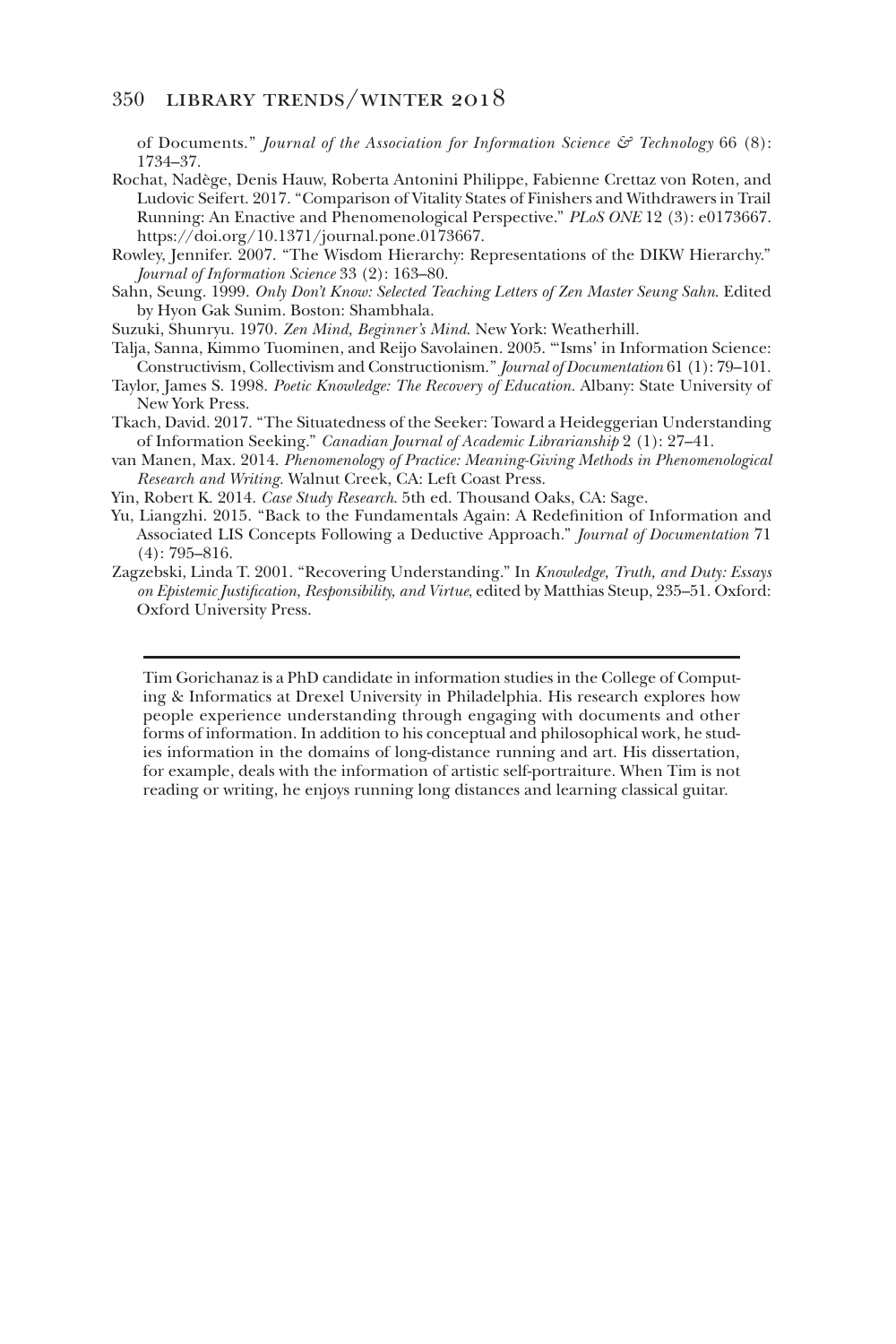of Documents." *Journal of the Association for Information Science & Technology* 66 (8): 1734–37.

Rochat, Nadège, Denis Hauw, Roberta Antonini Philippe, Fabienne Crettaz von Roten, and Ludovic Seifert. 2017. "Comparison of Vitality States of Finishers and Withdrawers in Trail Running: An Enactive and Phenomenological Perspective." *PLoS ONE* 12 (3): e0173667. https://doi.org/10.1371/journal.pone.0173667.

Rowley, Jennifer. 2007. "The Wisdom Hierarchy: Representations of the DIKW Hierarchy." *Journal of Information Science* 33 (2): 163–80.

Sahn, Seung. 1999. *Only Don't Know: Selected Teaching Letters of Zen Master Seung Sahn*. Edited by Hyon Gak Sunim. Boston: Shambhala.

Suzuki, Shunryu. 1970. *Zen Mind, Beginner's Mind*. New York: Weatherhill.

Talja, Sanna, Kimmo Tuominen, and Reijo Savolainen. 2005. "'Isms' in Information Science: Constructivism, Collectivism and Constructionism." *Journal of Documentation* 61 (1): 79–101.

Taylor, James S. 1998. *Poetic Knowledge: The Recovery of Education*. Albany: State University of New York Press.

Tkach, David. 2017. "The Situatedness of the Seeker: Toward a Heideggerian Understanding of Information Seeking." *Canadian Journal of Academic Librarianship* 2 (1): 27–41.

van Manen, Max. 2014. *Phenomenology of Practice: Meaning-Giving Methods in Phenomenological Research and Writing*. Walnut Creek, CA: Left Coast Press.

Yin, Robert K. 2014. *Case Study Research*. 5th ed. Thousand Oaks, CA: Sage.

Yu, Liangzhi. 2015. "Back to the Fundamentals Again: A Redefinition of Information and Associated LIS Concepts Following a Deductive Approach." *Journal of Documentation* 71 (4): 795–816.

Zagzebski, Linda T. 2001. "Recovering Understanding." In *Knowledge, Truth, and Duty: Essays on Epistemic Justification, Responsibility, and Virtue*, edited by Matthias Steup, 235–51. Oxford: Oxford University Press.

---

Tim Gorichanaz is a PhD candidate in information studies in the College of Computing & Informatics at Drexel University in Philadelphia. His research explores how people experience understanding through engaging with documents and other forms of information. In addition to his conceptual and philosophical work, he studies information in the domains of long-distance running and art. His dissertation, for example, deals with the information of artistic self-portraiture. When Tim is not reading or writing, he enjoys running long distances and learning classical guitar.